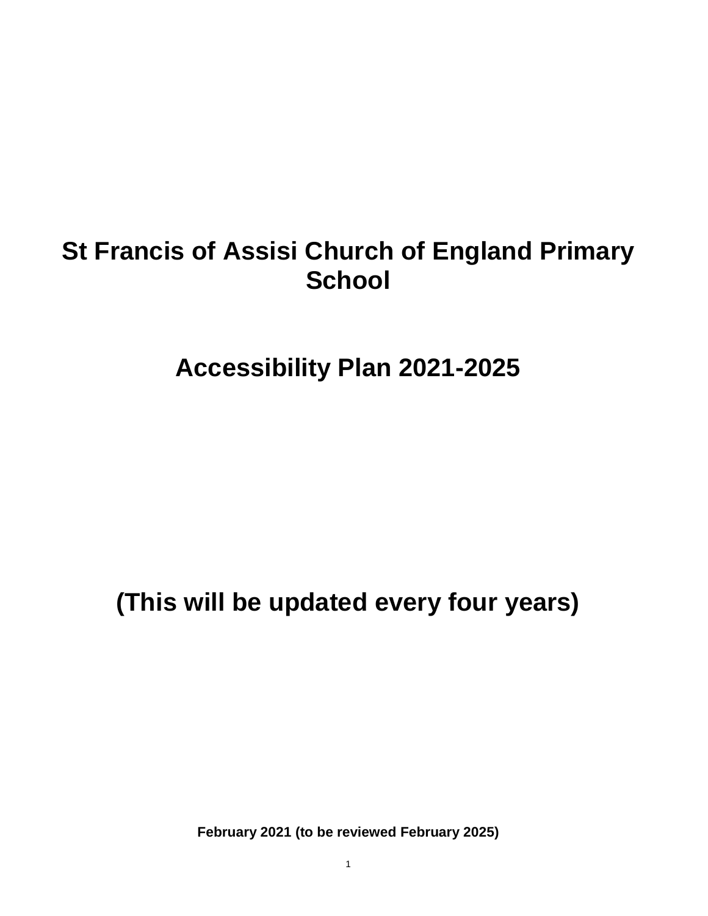# St Francis of Assisi Church of England Primary School

# Accessibility Plan 2021-2025

## (This will be updated every four years)

**February 2021 (to be reviewed February 2025)**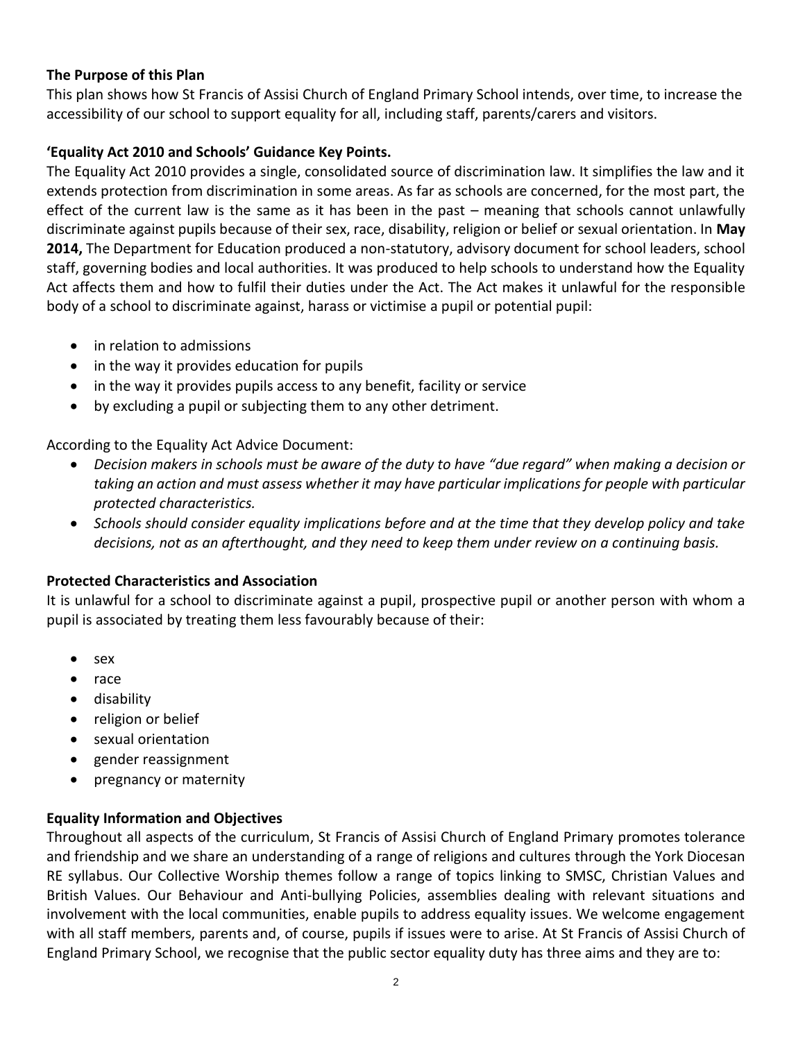**The Purpose of this Plan**

This plan shows how St Francis of Assisi Church of England Primary School intends, over time, to increase the accessibility of our school to support equality for all, including staff, parents/carers and visitors.

**'Equality Act 2010 and Schools' Guidance Key Points.**

The Equality Act 2010 provides a single, consolidated source of discrimination law. It simplifies the law and it extends protection from discrimination in some areas. As far as schools are concerned, for the most part, the effect of the current law is the same as it has been in the past – meaning that schools cannot unlawfully discriminate against pupils because of their sex, race, disability, religion or belief or sexual orientation. In **May 2014,** The Department for Education produced a non-statutory, advisory document for school leaders, school staff, governing bodies and local authorities. It was produced to help schools to understand how the Equality Act affects them and how to fulfil their duties under the Act. The Act makes it unlawful for the responsible body of a school to discriminate against, harass or victimise a pupil or potential pupil:

- in relation to admissions
- in the way it provides education for pupils
- in the way it provides pupils access to any benefit, facility or service
- by excluding a pupil or subjecting them to any other detriment.

According to the Equality Act Advice Document:

- *Decision makers in schools must be aware of the duty to have "due regard" when making a decision or taking an action and must assess whether it may have particular implications for people with particular protected characteristics.*
- *Schools should consider equality implications before and at the time that they develop policy and take decisions, not as an afterthought, and they need to keep them under review on a continuing basis.*

**Protected Characteristics and Association**

It is unlawful for a school to discriminate against a pupil, prospective pupil or another person with whom a pupil is associated by treating them less favourably because of their:

- sex
- race
- disability
- religion or belief
- sexual orientation
- gender reassignment
- pregnancy or maternity

**Equality Information and Objectives**

Throughout all aspects of the curriculum, St Francis of Assisi Church of England Primary promotes tolerance and friendship and we share an understanding of a range of religions and cultures through the York Diocesan RE syllabus. Our Collective Worship themes follow a range of topics linking to SMSC, Christian Values and British Values. Our Behaviour and Anti-bullying Policies, assemblies dealing with relevant situations and involvement with the local communities, enable pupils to address equality issues. We welcome engagement with all staff members, parents and, of course, pupils if issues were to arise. At St Francis of Assisi Church of England Primary School, we recognise that the public sector equality duty has three aims and they are to: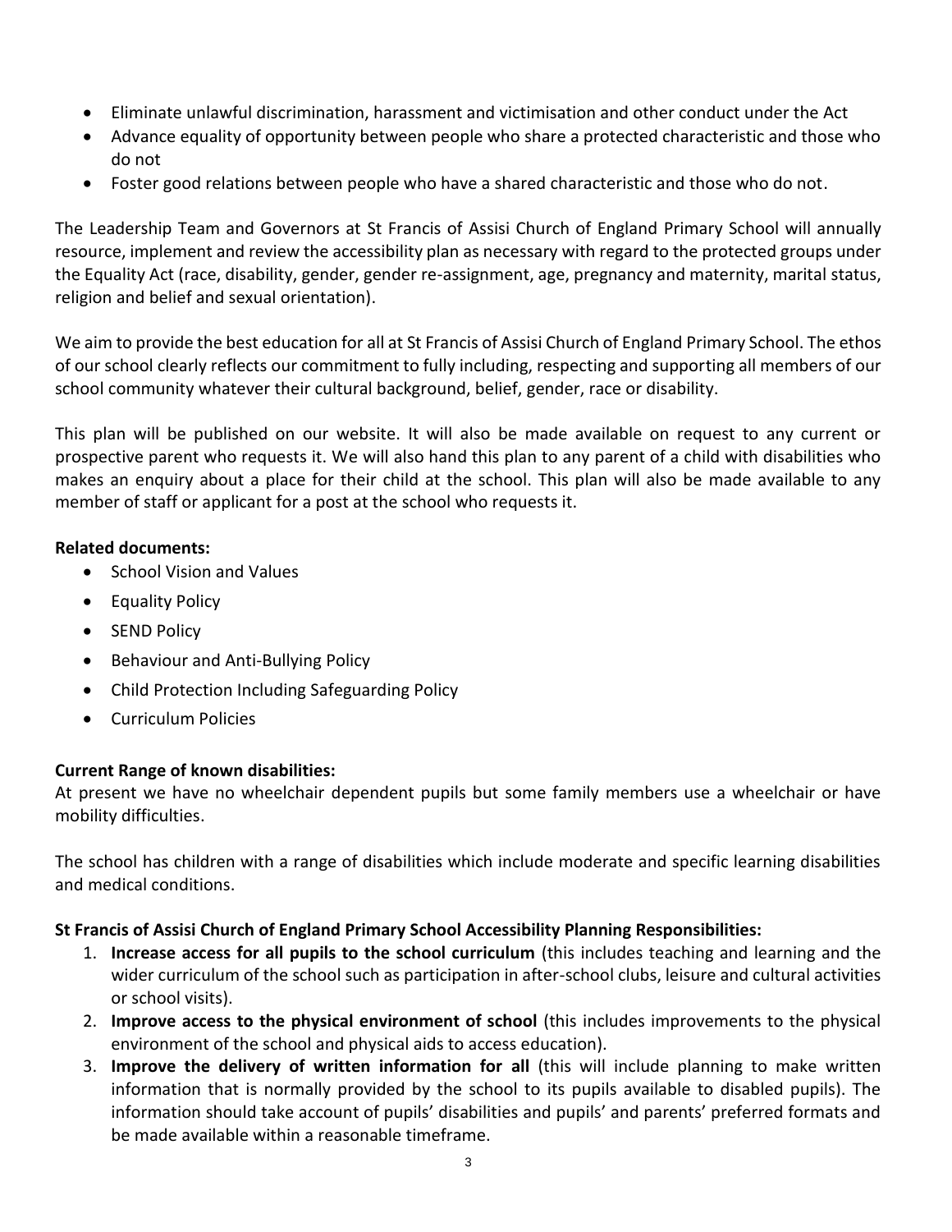- Eliminate unlawful discrimination, harassment and victimisation and other conduct under the Act
- Advance equality of opportunity between people who share a protected characteristic and those who do not
- Foster good relations between people who have a shared characteristic and those who do not.

The Leadership Team and Governors at St Francis of Assisi Church of England Primary School will annually resource, implement and review the accessibility plan as necessary with regard to the protected groups under the Equality Act (race, disability, gender, gender re-assignment, age, pregnancy and maternity, marital status, religion and belief and sexual orientation).

We aim to provide the best education for all at St Francis of Assisi Church of England Primary School. The ethos of our school clearly reflects our commitment to fully including, respecting and supporting all members of our school community whatever their cultural background, belief, gender, race or disability.

This plan will be published on our website. It will also be made available on request to any current or prospective parent who requests it. We will also hand this plan to any parent of a child with disabilities who makes an enquiry about a place for their child at the school. This plan will also be made available to any member of staff or applicant for a post at the school who requests it.

**Related documents:**

- School Vision and Values
- Equality Policy
- SEND Policy
- Behaviour and Anti-Bullying Policy
- Child Protection Including Safeguarding Policy
- Curriculum Policies

**Current Range of known disabilities:**

At present we have no wheelchair dependent pupils but some family members use a wheelchair or have mobility difficulties.

The school has children with a range of disabilities which include moderate and specific learning disabilities and medical conditions.

**St Francis of Assisi Church of England Primary School Accessibility Planning Responsibilities:**

1. **Increase access for all pupils to the school curriculum** (this includes teaching and learning and the wider curriculum of the school such as participation in after-school clubs, leisure and cultural activities or school visits).
2. **Improve access to the physical environment of school** (this includes improvements to the physical environment of the school and physical aids to access education).
3. **Improve the delivery of written information for all** (this will include planning to make written information that is normally provided by the school to its pupils available to disabled pupils). The information should take account of pupils' disabilities and pupils' and parents' preferred formats and be made available within a reasonable timeframe.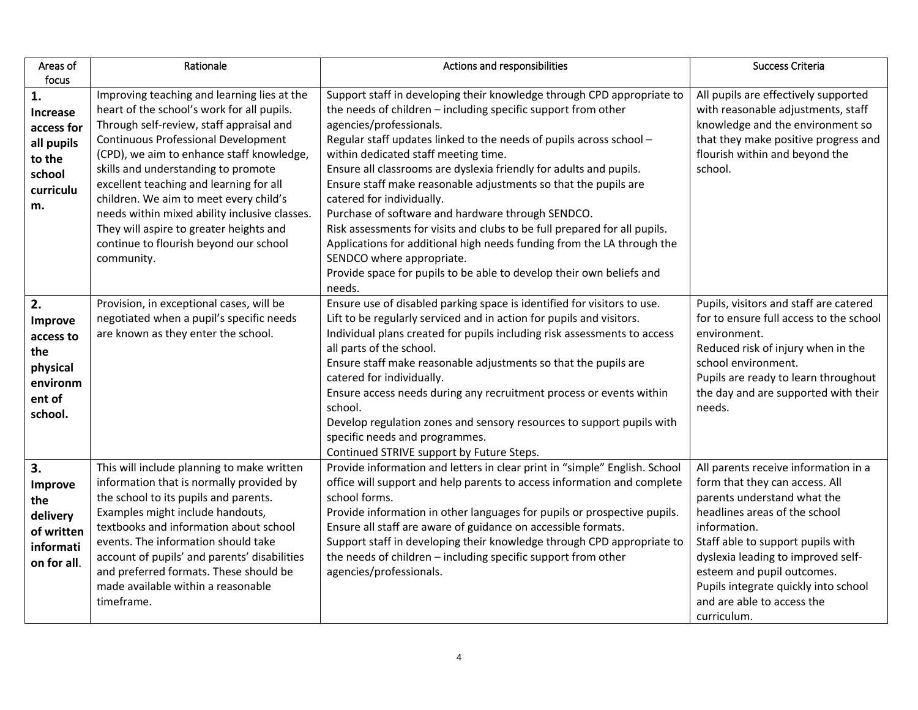| Areas of focus | Rationale | Actions and responsibilities | Success Criteria |
|---|---|---|---|
| **1. Increase access for all pupils to the school curriculum.** | Improving teaching and learning lies at the heart of the school's work for all pupils. Through self-review, staff appraisal and Continuous Professional Development (CPD), we aim to enhance staff knowledge, skills and understanding to promote excellent teaching and learning for all children. We aim to meet every child's needs within mixed ability inclusive classes. They will aspire to greater heights and continue to flourish beyond our school community. | Support staff in developing their knowledge through CPD appropriate to the needs of children – including specific support from other agencies/professionals.<br>Regular staff updates linked to the needs of pupils across school – within dedicated staff meeting time.<br>Ensure all classrooms are dyslexia friendly for adults and pupils.<br>Ensure staff make reasonable adjustments so that the pupils are catered for individually.<br>Purchase of software and hardware through SENDCO.<br>Risk assessments for visits and clubs to be full prepared for all pupils.<br>Applications for additional high needs funding from the LA through the SENDCO where appropriate.<br>Provide space for pupils to be able to develop their own beliefs and needs. | All pupils are effectively supported with reasonable adjustments, staff knowledge and the environment so that they make positive progress and flourish within and beyond the school. |
| **2. Improve access to the physical environment of school.** | Provision, in exceptional cases, will be negotiated when a pupil's specific needs are known as they enter the school. | Ensure use of disabled parking space is identified for visitors to use.<br>Lift to be regularly serviced and in action for pupils and visitors.<br>Individual plans created for pupils including risk assessments to access all parts of the school.<br>Ensure staff make reasonable adjustments so that the pupils are catered for individually.<br>Ensure access needs during any recruitment process or events within school.<br>Develop regulation zones and sensory resources to support pupils with specific needs and programmes.<br>Continued STRIVE support by Future Steps. | Pupils, visitors and staff are catered for to ensure full access to the school environment.<br>Reduced risk of injury when in the school environment.<br>Pupils are ready to learn throughout the day and are supported with their needs. |
| **3. Improve the delivery of written information for all.** | This will include planning to make written information that is normally provided by the school to its pupils and parents. Examples might include handouts, textbooks and information about school events. The information should take account of pupils' and parents' disabilities and preferred formats. These should be made available within a reasonable timeframe. | Provide information and letters in clear print in "simple" English. School office will support and help parents to access information and complete school forms.<br>Provide information in other languages for pupils or prospective pupils.<br>Ensure all staff are aware of guidance on accessible formats.<br>Support staff in developing their knowledge through CPD appropriate to the needs of children – including specific support from other agencies/professionals. | All parents receive information in a form that they can access. All parents understand what the headlines areas of the school information.<br>Staff able to support pupils with dyslexia leading to improved self-esteem and pupil outcomes.<br>Pupils integrate quickly into school and are able to access the curriculum. |